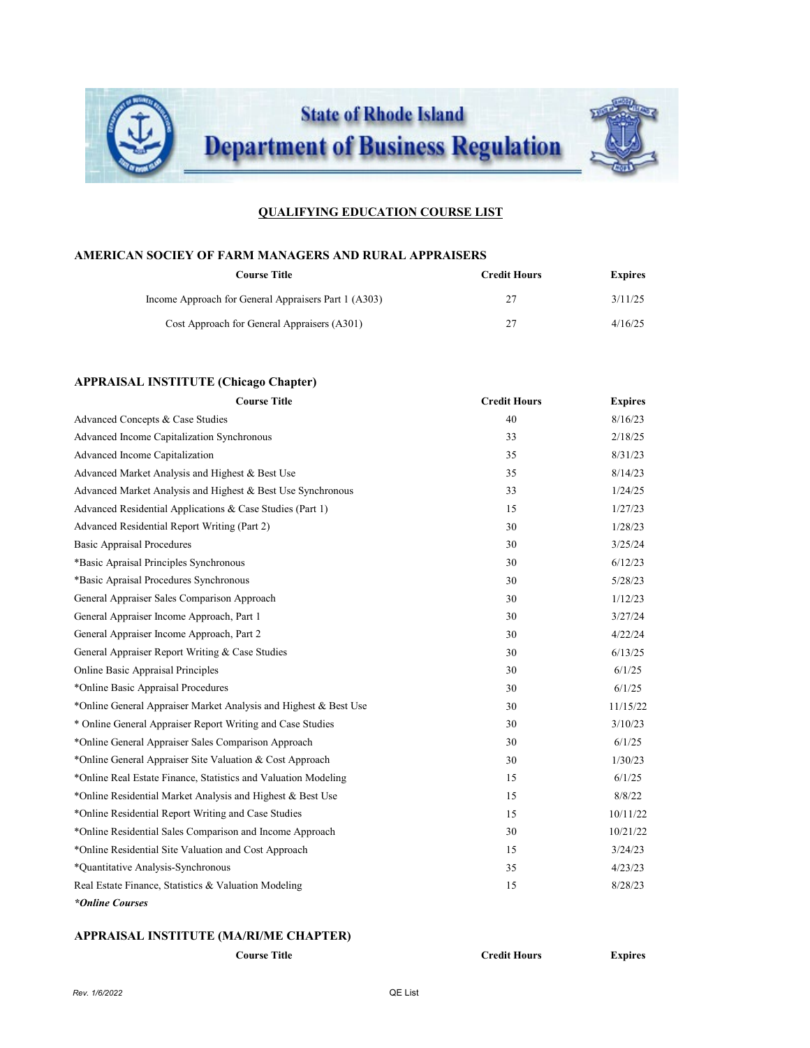State of Rhode Island
Department of Business Regulation

# QUALIFYING EDUCATION COURSE LIST

## AMERICAN SOCIEY OF FARM MANAGERS AND RURAL APPRAISERS

| Course Title | Credit Hours | Expires |
|---|---|---|
| Income Approach for General Appraisers Part 1 (A303) | 27 | 3/11/25 |
| Cost Approach for General Appraisers (A301) | 27 | 4/16/25 |

## APPRAISAL INSTITUTE (Chicago Chapter)

| Course Title | Credit Hours | Expires |
|---|---|---|
| Advanced Concepts & Case Studies | 40 | 8/16/23 |
| Advanced Income Capitalization Synchronous | 33 | 2/18/25 |
| Advanced Income Capitalization | 35 | 8/31/23 |
| Advanced Market Analysis and Highest & Best Use | 35 | 8/14/23 |
| Advanced Market Analysis and Highest & Best Use Synchronous | 33 | 1/24/25 |
| Advanced Residential Applications & Case Studies (Part 1) | 15 | 1/27/23 |
| Advanced Residential Report Writing (Part 2) | 30 | 1/28/23 |
| Basic Appraisal Procedures | 30 | 3/25/24 |
| *Basic Apraisal Principles Synchronous | 30 | 6/12/23 |
| *Basic Apraisal Procedures Synchronous | 30 | 5/28/23 |
| General Appraiser Sales Comparison Approach | 30 | 1/12/23 |
| General Appraiser Income Approach, Part 1 | 30 | 3/27/24 |
| General Appraiser Income Approach, Part 2 | 30 | 4/22/24 |
| General Appraiser Report Writing & Case Studies | 30 | 6/13/25 |
| Online Basic Appraisal Principles | 30 | 6/1/25 |
| *Online Basic Appraisal Procedures | 30 | 6/1/25 |
| *Online General Appraiser Market Analysis and Highest & Best Use | 30 | 11/15/22 |
| * Online General Appraiser Report Writing and Case Studies | 30 | 3/10/23 |
| *Online General Appraiser Sales Comparison Approach | 30 | 6/1/25 |
| *Online General Appraiser Site Valuation & Cost Approach | 30 | 1/30/23 |
| *Online Real Estate Finance, Statistics and Valuation Modeling | 15 | 6/1/25 |
| *Online Residential Market Analysis and Highest & Best Use | 15 | 8/8/22 |
| *Online Residential Report Writing and Case Studies | 15 | 10/11/22 |
| *Online Residential Sales Comparison and Income Approach | 30 | 10/21/22 |
| *Online Residential Site Valuation and Cost Approach | 15 | 3/24/23 |
| *Quantitative Analysis-Synchronous | 35 | 4/23/23 |
| Real Estate Finance, Statistics & Valuation Modeling | 15 | 8/28/23 |

***Online Courses***

## APPRAISAL INSTITUTE (MA/RI/ME CHAPTER)

| Course Title | Credit Hours | Expires |
|---|---|---|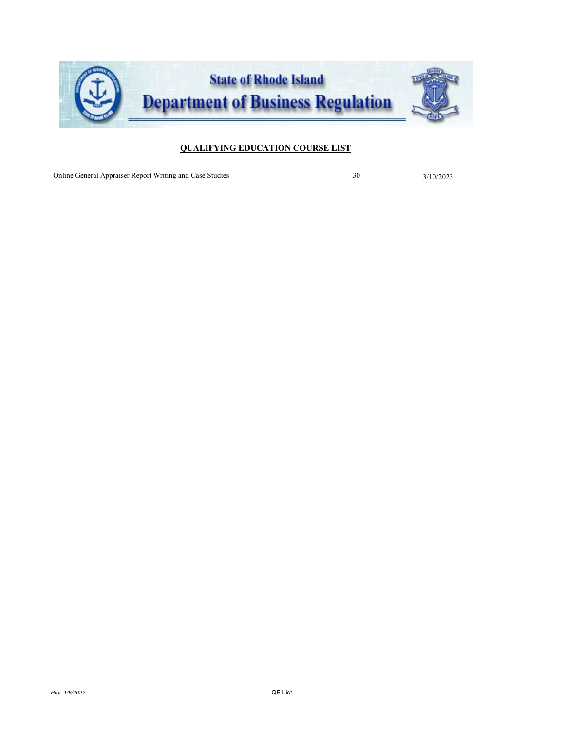**State of Rhode Island**
**Department of Business Regulation**

**QUALIFYING EDUCATION COURSE LIST**

| | | |
|---|---|---|
| Online General Appraiser Report Writing and Case Studies | 30 | 3/10/2023 |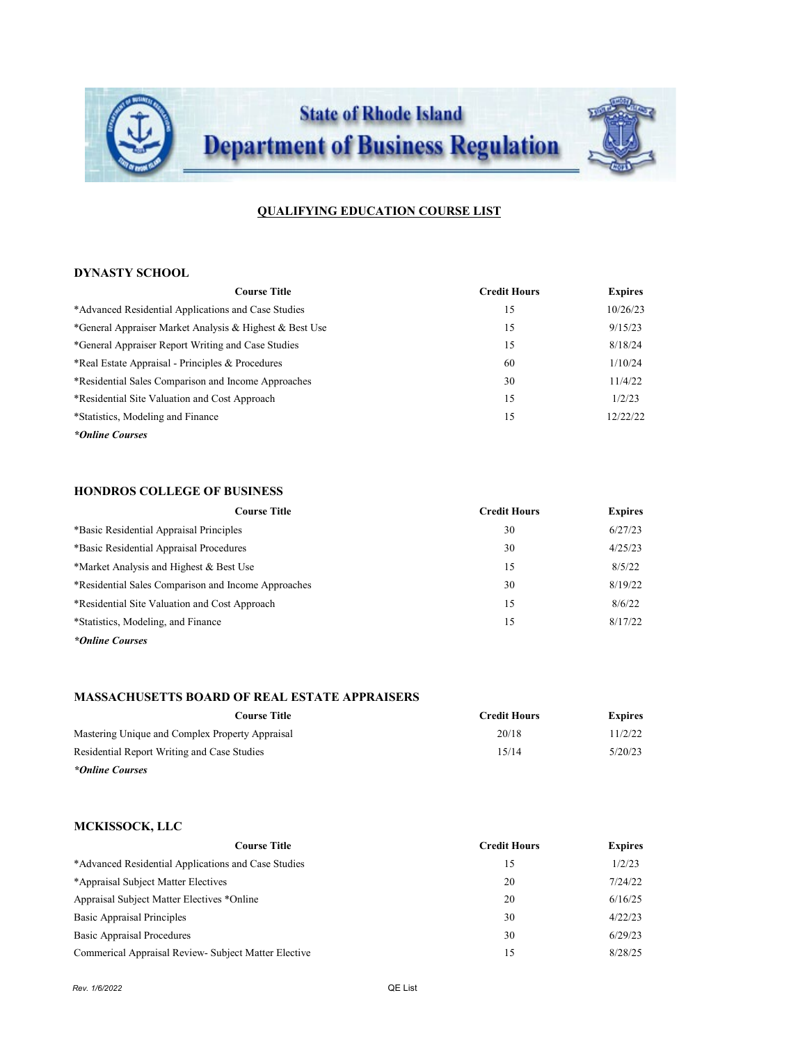State of Rhode Island
Department of Business Regulation

## QUALIFYING EDUCATION COURSE LIST

### DYNASTY SCHOOL

| Course Title | Credit Hours | Expires |
|---|---|---|
| *Advanced Residential Applications and Case Studies | 15 | 10/26/23 |
| *General Appraiser Market Analysis & Highest & Best Use | 15 | 9/15/23 |
| *General Appraiser Report Writing and Case Studies | 15 | 8/18/24 |
| *Real Estate Appraisal - Principles & Procedures | 60 | 1/10/24 |
| *Residential Sales Comparison and Income Approaches | 30 | 11/4/22 |
| *Residential Site Valuation and Cost Approach | 15 | 1/2/23 |
| *Statistics, Modeling and Finance | 15 | 12/22/22 |

***Online Courses***

### HONDROS COLLEGE OF BUSINESS

| Course Title | Credit Hours | Expires |
|---|---|---|
| *Basic Residential Appraisal Principles | 30 | 6/27/23 |
| *Basic Residential Appraisal Procedures | 30 | 4/25/23 |
| *Market Analysis and Highest & Best Use | 15 | 8/5/22 |
| *Residential Sales Comparison and Income Approaches | 30 | 8/19/22 |
| *Residential Site Valuation and Cost Approach | 15 | 8/6/22 |
| *Statistics, Modeling, and Finance | 15 | 8/17/22 |

***Online Courses***

### MASSACHUSETTS BOARD OF REAL ESTATE APPRAISERS

| Course Title | Credit Hours | Expires |
|---|---|---|
| Mastering Unique and Complex Property Appraisal | 20/18 | 11/2/22 |
| Residential Report Writing and Case Studies | 15/14 | 5/20/23 |

***Online Courses***

### MCKISSOCK, LLC

| Course Title | Credit Hours | Expires |
|---|---|---|
| *Advanced Residential Applications and Case Studies | 15 | 1/2/23 |
| *Appraisal Subject Matter Electives | 20 | 7/24/22 |
| Appraisal Subject Matter Electives *Online | 20 | 6/16/25 |
| Basic Appraisal Principles | 30 | 4/22/23 |
| Basic Appraisal Procedures | 30 | 6/29/23 |
| Commerical Appraisal Review- Subject Matter Elective | 15 | 8/28/25 |

*Rev. 1/6/2022* QE List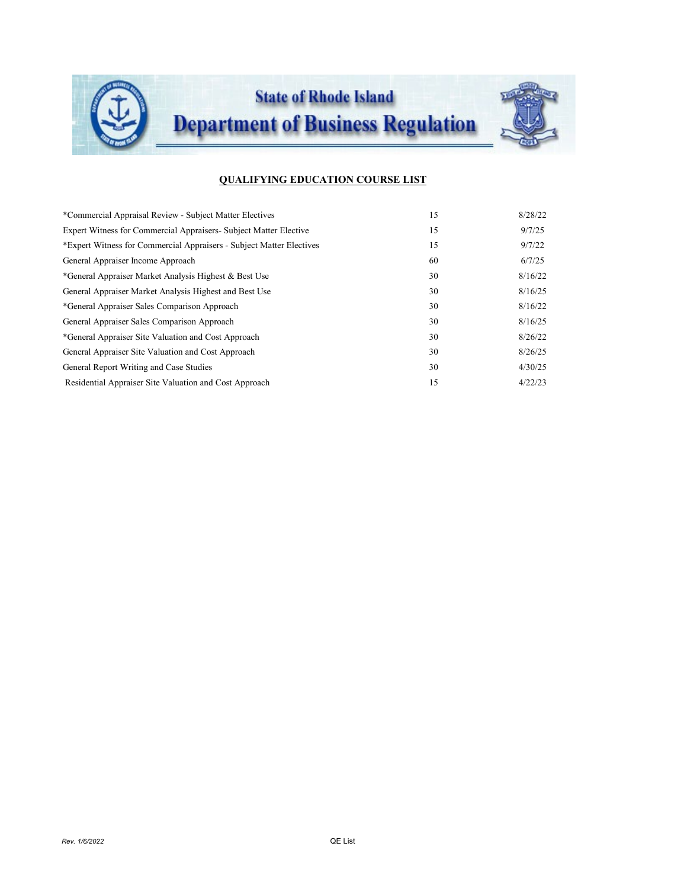State of Rhode Island
Department of Business Regulation

**QUALIFYING EDUCATION COURSE LIST**

| | | |
|---|---|---|
| *Commercial Appraisal Review - Subject Matter Electives | 15 | 8/28/22 |
| Expert Witness for Commercial Appraisers- Subject Matter Elective | 15 | 9/7/25 |
| *Expert Witness for Commercial Appraisers - Subject Matter Electives | 15 | 9/7/22 |
| General Appraiser Income Approach | 60 | 6/7/25 |
| *General Appraiser Market Analysis Highest & Best Use | 30 | 8/16/22 |
| General Appraiser Market Analysis Highest and Best Use | 30 | 8/16/25 |
| *General Appraiser Sales Comparison Approach | 30 | 8/16/22 |
| General Appraiser Sales Comparison Approach | 30 | 8/16/25 |
| *General Appraiser Site Valuation and Cost Approach | 30 | 8/26/22 |
| General Appraiser Site Valuation and Cost Approach | 30 | 8/26/25 |
| General Report Writing and Case Studies | 30 | 4/30/25 |
| Residential Appraiser Site Valuation and Cost Approach | 15 | 4/22/23 |

*Rev. 1/6/2022*

QE List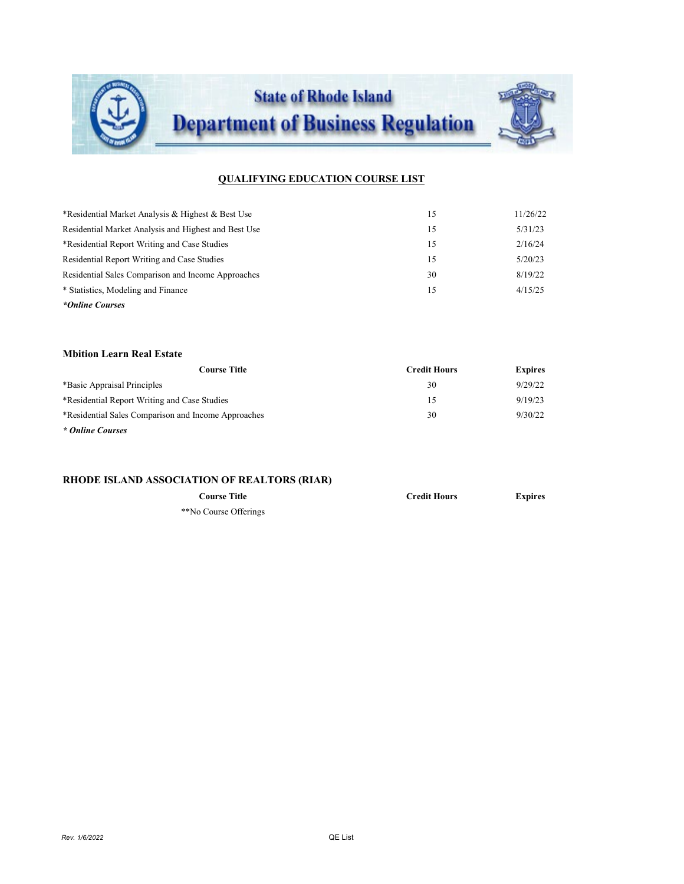## State of Rhode Island Department of Business Regulation

**QUALIFYING EDUCATION COURSE LIST**

| | | |
|---|---|---|
| *Residential Market Analysis & Highest & Best Use | 15 | 11/26/22 |
| Residential Market Analysis and Highest and Best Use | 15 | 5/31/23 |
| *Residential Report Writing and Case Studies | 15 | 2/16/24 |
| Residential Report Writing and Case Studies | 15 | 5/20/23 |
| Residential Sales Comparison and Income Approaches | 30 | 8/19/22 |
| * Statistics, Modeling and Finance | 15 | 4/15/25 |

***Online Courses**

### Mbition Learn Real Estate

| Course Title | Credit Hours | Expires |
|---|---|---|
| *Basic Appraisal Principles | 30 | 9/29/22 |
| *Residential Report Writing and Case Studies | 15 | 9/19/23 |
| *Residential Sales Comparison and Income Approaches | 30 | 9/30/22 |

***** Online Courses**

### RHODE ISLAND ASSOCIATION OF REALTORS (RIAR)

| Course Title | Credit Hours | Expires |
|---|---|---|
| **No Course Offerings | | |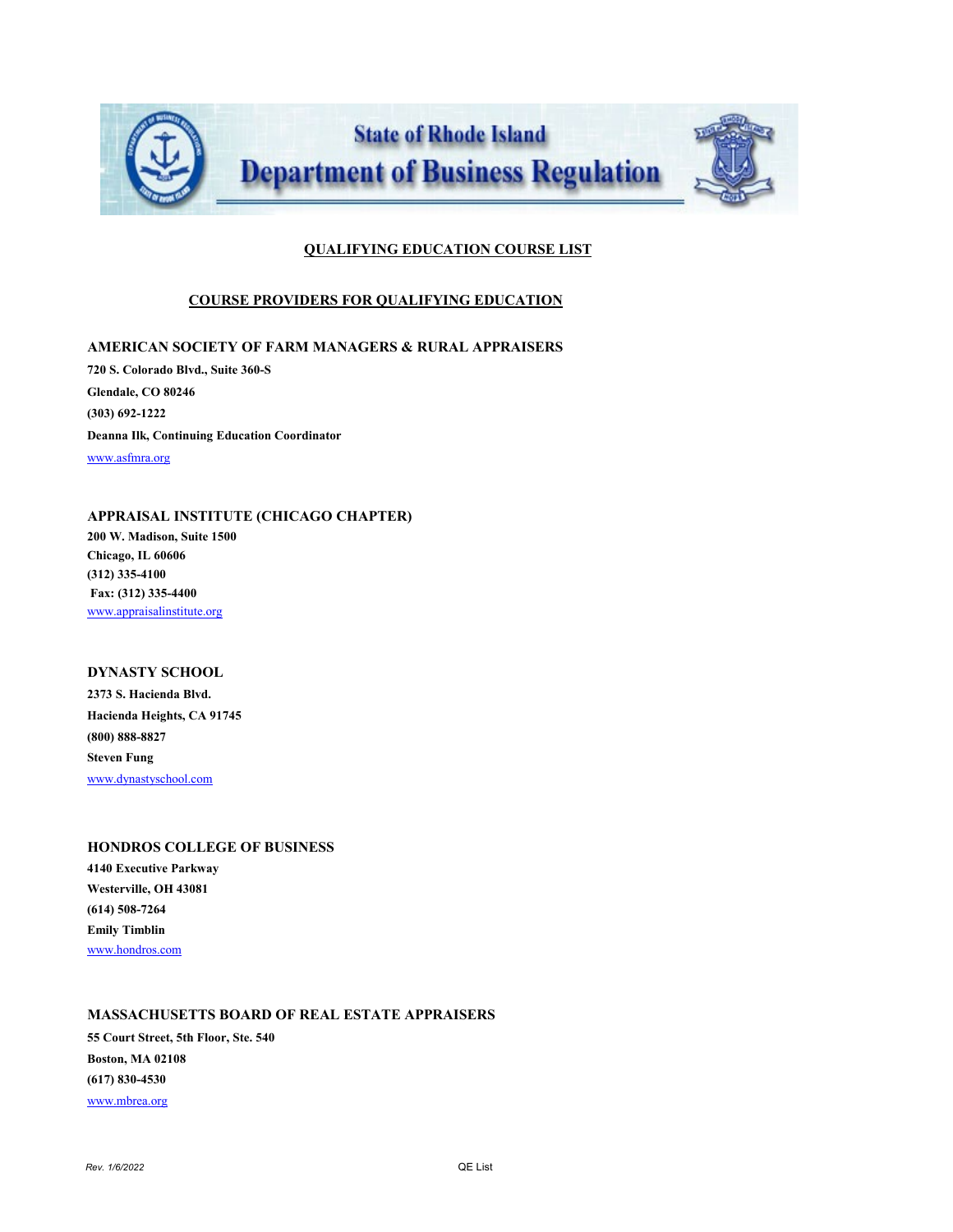State of Rhode Island
Department of Business Regulation

## QUALIFYING EDUCATION COURSE LIST

### COURSE PROVIDERS FOR QUALIFYING EDUCATION

### AMERICAN SOCIETY OF FARM MANAGERS & RURAL APPRAISERS

**720 S. Colorado Blvd., Suite 360-S**
**Glendale, CO 80246**
**(303) 692-1222**
**Deanna Ilk, Continuing Education Coordinator**
www.asfmra.org

### APPRAISAL INSTITUTE (CHICAGO CHAPTER)

**200 W. Madison, Suite 1500**
**Chicago, IL 60606**
**(312) 335-4100**
**Fax: (312) 335-4400**
www.appraisalinstitute.org

### DYNASTY SCHOOL

**2373 S. Hacienda Blvd.**
**Hacienda Heights, CA 91745**
**(800) 888-8827**
**Steven Fung**
www.dynastyschool.com

### HONDROS COLLEGE OF BUSINESS

**4140 Executive Parkway**
**Westerville, OH 43081**
**(614) 508-7264**
**Emily Timblin**
www.hondros.com

### MASSACHUSETTS BOARD OF REAL ESTATE APPRAISERS

**55 Court Street, 5th Floor, Ste. 540**
**Boston, MA 02108**
**(617) 830-4530**
www.mbrea.org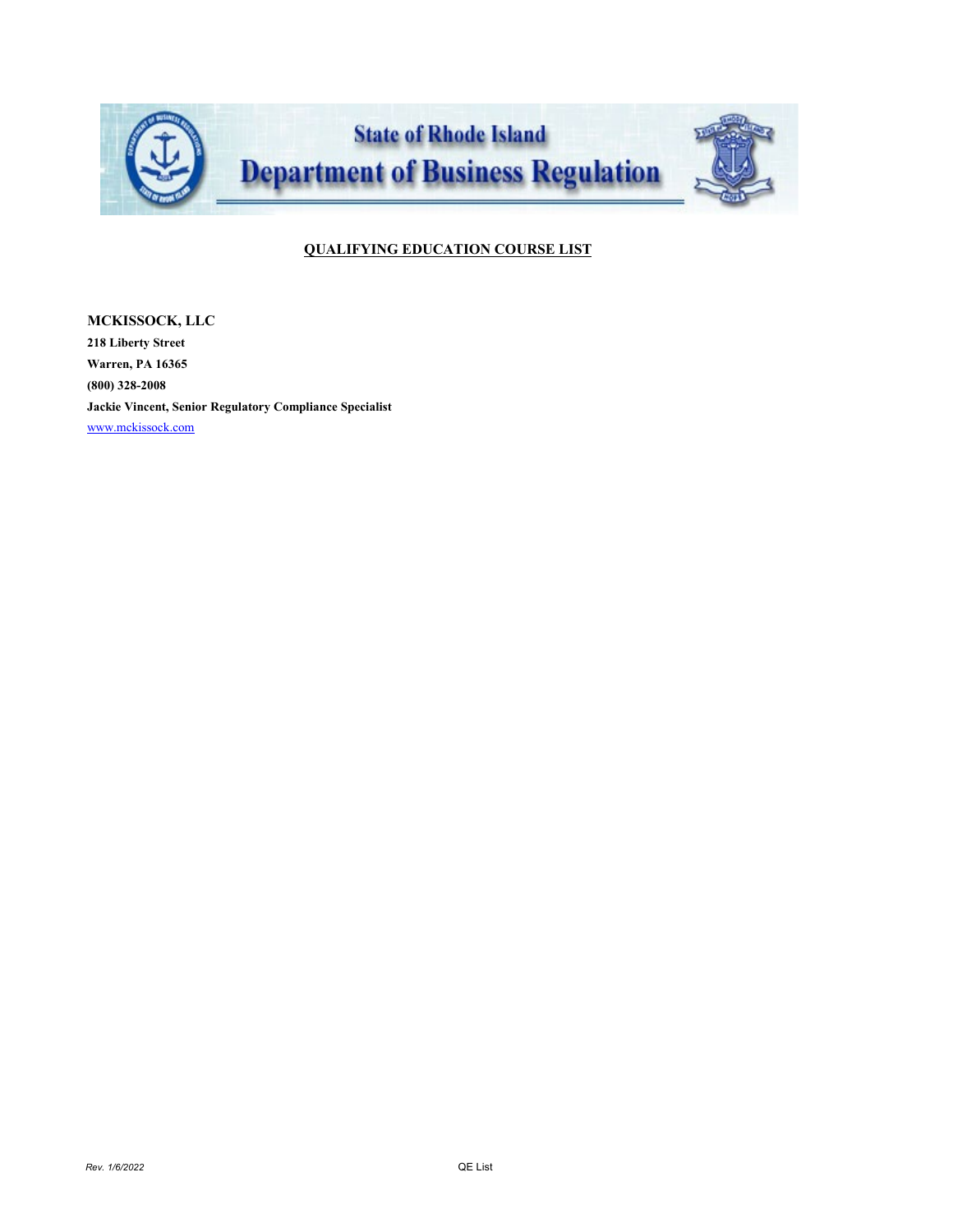# State of Rhode Island Department of Business Regulation

## QUALIFYING EDUCATION COURSE LIST

**MCKISSOCK, LLC**

**218 Liberty Street**

**Warren, PA 16365**

**(800) 328-2008**

**Jackie Vincent, Senior Regulatory Compliance Specialist**

[www.mckissock.com](http://www.mckissock.com)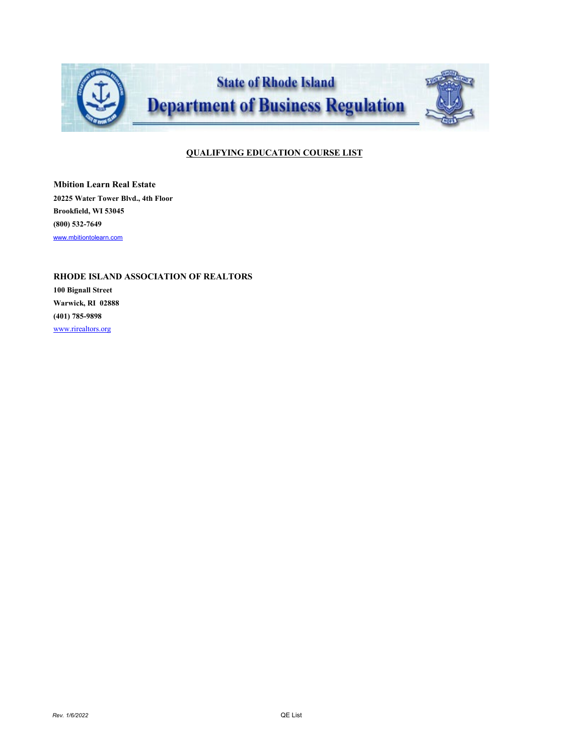State of Rhode Island

Department of Business Regulation

**QUALIFYING EDUCATION COURSE LIST**

**Mbition Learn Real Estate**

**20225 Water Tower Blvd., 4th Floor**

**Brookfield, WI 53045**

**(800) 532-7649**

www.mbitiontolearn.com

**RHODE ISLAND ASSOCIATION OF REALTORS**

**100 Bignall Street**

**Warwick, RI 02888**

**(401) 785-9898**

www.rirealtors.org